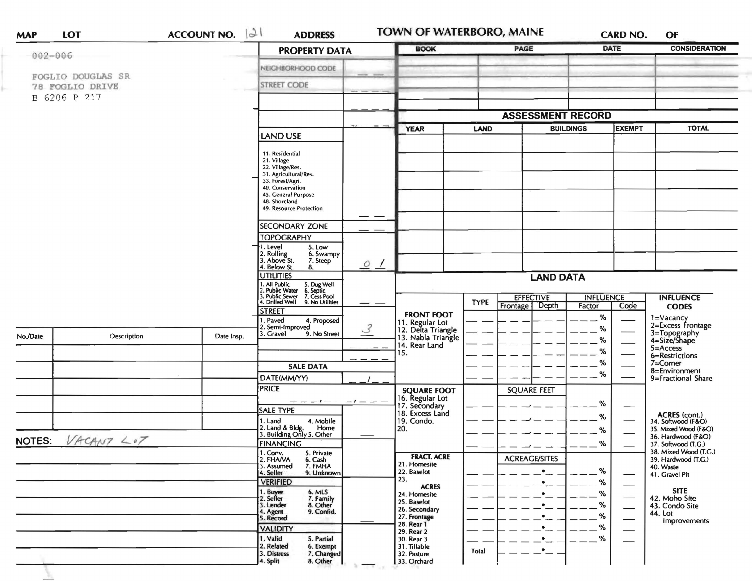# TOWN OF WATERBORO, MAINE

**MAP** **LOT** **ACCOUNT NO.** 121 **ADDRESS** **CARD NO.** **OF**

002-006

FOGLIO DOUGLAS SR
78 FOGLIO DRIVE
B 6206 P 217

## PROPERTY DATA

| | |
|---|---|
| NEIGHBORHOOD CODE | __ __ |
| STREET CODE | __ __ __ |
| | __ __ __ |
| | __ __ __ |

**LAND USE**

11. Residential
21. Village
22. Village/Res.
31. Agricultural/Res.
33. Forest/Agri.
40. Conservation
45. General Purpose
48. Shoreland
49. Resource Protection

__ __

**SECONDARY ZONE** __ __

**TOPOGRAPHY**

1. Level 5. Low
2. Rolling 6. Swampy
3. Above St. 7. Steep
4. Below St. 8.

0 1

**UTILITIES**

1. All Public 5. Dug Well
2. Public Water 6. Septic
3. Public Sewer 7. Cess Pool
4. Drilled Well 9. No Utilities

__ __

**STREET**

1. Paved 4. Proposed
2. Semi-Improved
3. Gravel 9. No Street

3

## SALE DATA

DATE(MM/YY) __ __/__ __

PRICE __ __ __,__ __ __,__ __ __

**SALE TYPE**

1. Land 4. Mobile Home
2. Land & Bldg.
3. Building Only 5. Other

**FINANCING**

1. Conv. 5. Private
2. FHA/VA 6. Cash
3. Assumed 7. FMHA
4. Seller 9. Unknown

**VERIFIED**

1. Buyer 6. MLS
2. Seller 7. Family
3. Lender 8. Other
4. Agent 9. Confid.
5. Record

**VALIDITY**

1. Valid 5. Partial
2. Related 6. Exempt
3. Distress 7. Changed
4. Split 8. Other

| BOOK | PAGE | DATE | CONSIDERATION |
|---|---|---|---|
| | | | |
| | | | |
| | | | |
| | | | |

## ASSESSMENT RECORD

| YEAR | LAND | BUILDINGS | EXEMPT | TOTAL |
|---|---|---|---|---|
| | | | | |
| | | | | |
| | | | | |
| | | | | |
| | | | | |
| | | | | |

## LAND DATA

| | TYPE | EFFECTIVE Frontage | EFFECTIVE Depth | INFLUENCE Factor | INFLUENCE Code |
|---|---|---|---|---|---|
| **FRONT FOOT** | | | | | |
| 11. Regular Lot | | | | % | |
| 12. Delta Triangle | | | | % | |
| 13. Nabla Triangle | | | | % | |
| 14. Rear Land | | | | % | |
| 15. | | | | % | |
| | | | | % | |
| **SQUARE FOOT** | | SQUARE FEET | | | |
| 16. Regular Lot | | | | % | |
| 17. Secondary | | | | % | |
| 18. Excess Land | | | | % | |
| 19. Condo. | | | | % | |
| 20. | | | | | |
| **FRACT. ACRE** | | ACREAGE/SITES | | | |
| 21. Homesite | | | | % | |
| 22. Baselot | | | | % | |
| 23. | | | | % | |
| **ACRES** | | | | | |
| 24. Homesite | | | | % | |
| 25. Baselot | | | | % | |
| 26. Secondary | | | | % | |
| 27. Frontage | | | | % | |
| 28. Rear 1 | | | | % | |
| 29. Rear 2 | | | | | |
| 30. Rear 3 | | | | | |
| 31. Tillable | | | | | |
| 32. Pasture | Total | | | | |
| 33. Orchard | | | | | |

**INFLUENCE CODES**

1=Vacancy
2=Excess Frontage
3=Topography
4=Size/Shape
5=Access
6=Restrictions
7=Corner
8=Environment
9=Fractional Share

**ACRES (cont.)**

34. Softwood (F&O)
35. Mixed Wood (F&O)
36. Hardwood (F&O)
37. Softwood (T.G.)
38. Mixed Wood (T.G.)
39. Hardwood (T.G.)
40. Waste
41. Gravel Pit

**SITE**

42. Moho Site
43. Condo Site
44. Lot Improvements

| No./Date | Description | Date Insp. |
|---|---|---|
| | | |
| | | |
| | | |
| | | |
| | | |
| | | |

**NOTES:** VACANT LOT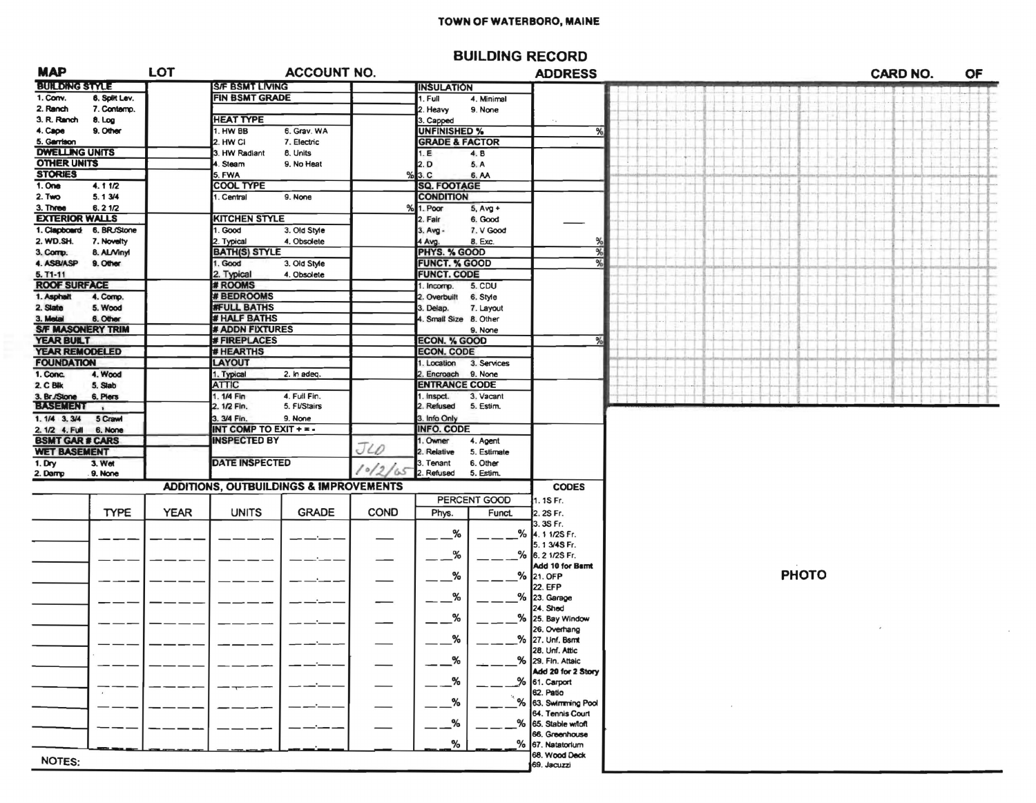TOWN OF WATERBORO, MAINE

# BUILDING RECORD

MAP | LOT | ACCOUNT NO. | ADDRESS | CARD NO. | OF

| | | | | | |
|---|---|---|---|---|---|
| **BUILDING STYLE** | | **S/F BSMT LIVING** | | **INSULATION** | |
| 1. Conv. 6. Split Lev. | | **FIN BSMT GRADE** | | 1. Full 4. Minimal | |
| 2. Ranch 7. Contemp. | | | | 2. Heavy 9. None | |
| 3. R. Ranch 8. Log | | **HEAT TYPE** | | 3. Capped | |
| 4. Cape 9. Other | | 1. HW BB 6. Grav. WA | | **UNFINISHED %** | % |
| 5. Garrison | | 2. HW CI 7. Electric | | **GRADE & FACTOR** | |
| **DWELLING UNITS** | | 3. HW Radiant 8. Units | | 1. E 4. B | |
| **OTHER UNITS** | | 4. Steam 9. No Heat | | 2. D 5. A | |
| **STORIES** | | 5. FWA | % | 3. C 6. AA | |
| 1. One 4. 1 1/2 | | **COOL TYPE** | | **SQ. FOOTAGE** | |
| 2. Two 5. 1 3/4 | | 1. Central 9. None | | **CONDITION** | |
| 3. Three 6. 2 1/2 | | | % | 1. Poor 5. Avg + | |
| **EXTERIOR WALLS** | | **KITCHEN STYLE** | | 2. Fair 6. Good | |
| 1. Clapboard 6. BR/Stone | | 1. Good 3. Old Style | | 3. Avg - 7. V Good | |
| 2. WD.SH. 7. Novelty | | 2. Typical 4. Obsolete | | 4 Avg. 8. Exc. | % |
| 3. Comp. 8. AL/Vinyl | | **BATH(S) STYLE** | | **PHYS. % GOOD** | % |
| 4. ASB/ASP 9. Other | | 1. Good 3. Old Style | | **FUNCT. % GOOD** | % |
| 5. T1-11 | | 2. Typical 4. Obsolete | | **FUNCT. CODE** | |
| **ROOF SURFACE** | | **# ROOMS** | | 1. Incomp. 5. CDU | |
| 1. Asphalt 4. Comp. | | **# BEDROOMS** | | 2. Overbuilt 6. Style | |
| 2. Slate 5. Wood | | **#FULL BATHS** | | 3. Delap. 7. Layout | |
| 3. Metal 6. Other | | **# HALF BATHS** | | 4. Small Size 8. Other | |
| **S/F MASONERY TRIM** | | **# ADDN FIXTURES** | | 9. None | |
| **YEAR BUILT** | | **# FIREPLACES** | | **ECON. % GOOD** | % |
| **YEAR REMODELED** | | **# HEARTHS** | | **ECON. CODE** | |
| **FOUNDATION** | | **LAYOUT** | | 1. Location 3. Services | |
| 1. Conc. 4. Wood | | 1. Typical 2. In adeq. | | 2. Encroach 9. None | |
| 2. C Blk 5. Slab | | **ATTIC** | | **ENTRANCE CODE** | |
| 3. Br./Stone 6. Piers | | 1. 1/4 Fin 4. Full Fin. | | 1. Inspct. 3. Vacant | |
| **BASEMENT** | | 2. 1/2 Fin. 5. Fl/Stairs | | 2. Refused 5. Estim. | |
| 1. 1/4 3. 3/4 5 Crawl | | 3. 3/4 Fin. 9. None | | 3. Info Only | |
| 2. 1/2 4. Full 6. None | | **INT COMP TO EXIT + = -** | | **INFO. CODE** | |
| **BSMT GAR # CARS** | | **INSPECTED BY** | JLD | 1. Owner 4. Agent | |
| **WET BASEMENT** | | | | 2. Relative 5. Estimate | |
| 1. Dry 3. Wet | | **DATE INSPECTED** | 10/2/05 | 3. Tenant 6. Other | |
| 2. Damp 9. None | | | | 2. Refused 5. Estim. | |

## ADDITIONS, OUTBUILDINGS & IMPROVEMENTS

| | TYPE | YEAR | UNITS | GRADE | COND | PERCENT GOOD Phys. | PERCENT GOOD Funct. |
|---|---|---|---|---|---|---|---|
| | | | | | | % | % |
| | | | | | | % | % |
| | | | | | | % | % |
| | | | | | | % | % |
| | | | | | | % | % |
| | | | | | | % | % |
| | | | | | | % | % |
| | | | | | | % | % |
| | | | | | | % | % |
| | | | | | | % | % |
| | | | | | | % | % |

NOTES:

**CODES**

1. 1S Fr.
2. 2S Fr.
3. 3S Fr.
4. 1 1/2S Fr.
5. 1 3/4S Fr.
6. 2 1/2S Fr.

**Add 10 for Bsmt**

21. OFP
22. EFP
23. Garage
24. Shed
25. Bay Window
26. Overhang
27. Unf. Bsmt
28. Unf. Attic
29. Fin. Attic

**Add 20 for 2 Story**

61. Carport
62. Patio
63. Swimming Pool
64. Tennis Court
65. Stable w/loft
66. Greenhouse
67. Natatorium
68. Wood Deck
69. Jacuzzi

PHOTO